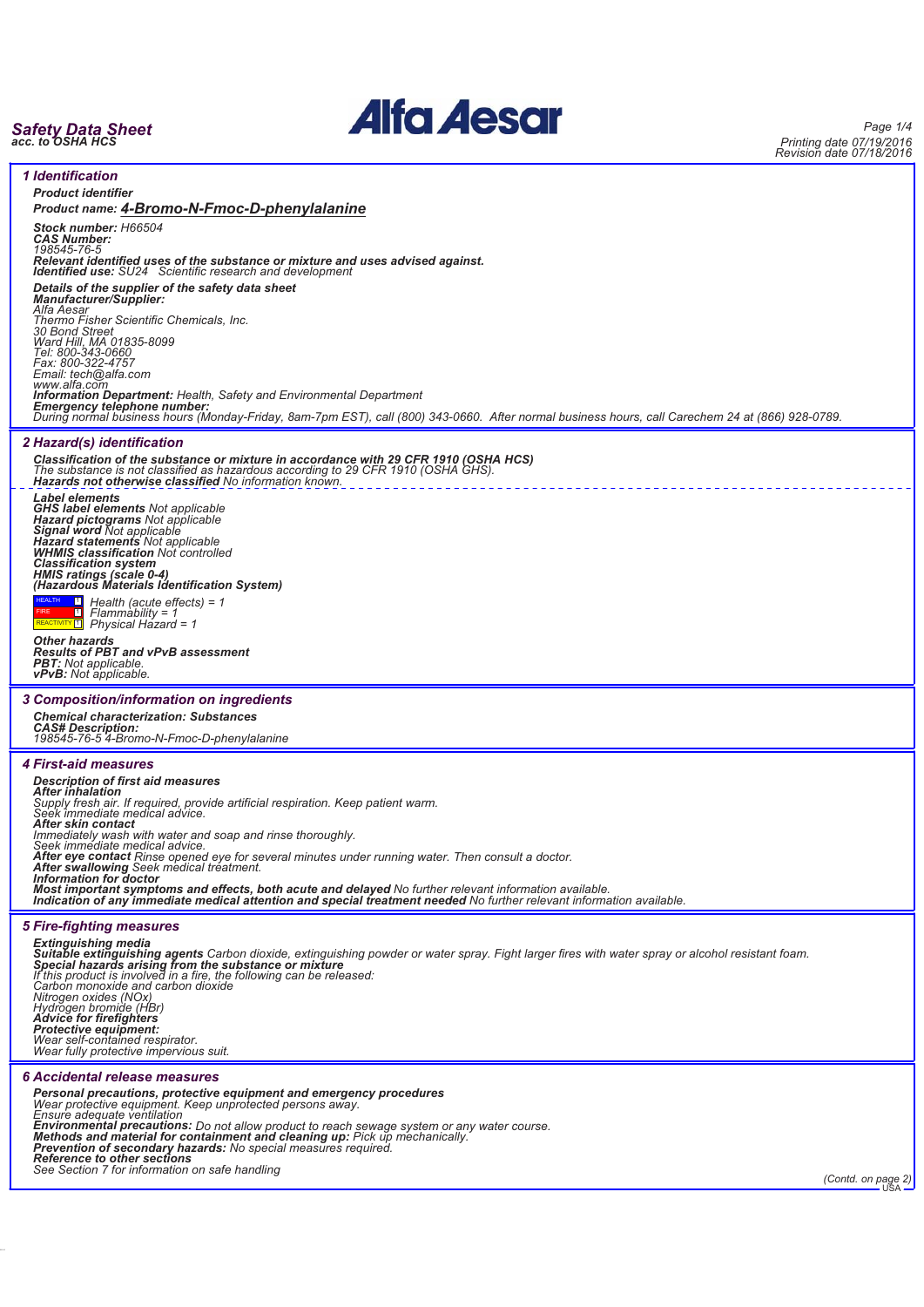# Safety Data Sheet
*acc. to OSHA HCS*

Printing date 07/19/2016
Revision date 07/18/2016

## 1 Identification

**Product identifier**

**Product name: 4-Bromo-N-Fmoc-D-phenylalanine**

**Stock number:** H66504
**CAS Number:**
198545-76-5
**Relevant identified uses of the substance or mixture and uses advised against.**
**Identified use:** SU24 Scientific research and development

**Details of the supplier of the safety data sheet**
**Manufacturer/Supplier:**
Alfa Aesar
Thermo Fisher Scientific Chemicals, Inc.
30 Bond Street
Ward Hill, MA 01835-8099
Tel: 800-343-0660
Fax: 800-322-4757
Email: tech@alfa.com
www.alfa.com
**Information Department:** Health, Safety and Environmental Department
**Emergency telephone number:**
During normal business hours (Monday-Friday, 8am-7pm EST), call (800) 343-0660. After normal business hours, call Carechem 24 at (866) 928-0789.

## 2 Hazard(s) identification

**Classification of the substance or mixture in accordance with 29 CFR 1910 (OSHA HCS)**
The substance is not classified as hazardous according to 29 CFR 1910 (OSHA GHS).
**Hazards not otherwise classified** No information known.

**Label elements**
**GHS label elements** Not applicable
**Hazard pictograms** Not applicable
**Signal word** Not applicable
**Hazard statements** Not applicable
**WHMIS classification** Not controlled
**Classification system**
**HMIS ratings (scale 0-4)**
**(Hazardous Materials Identification System)**

| | | |
|---|---|---|
| HEALTH | 1 | Health (acute effects) = 1 |
| FIRE | 1 | Flammability = 1 |
| REACTIVITY | 1 | Physical Hazard = 1 |

**Other hazards**
**Results of PBT and vPvB assessment**
**PBT:** Not applicable.
**vPvB:** Not applicable.

## 3 Composition/information on ingredients

**Chemical characterization: Substances**
**CAS# Description:**
198545-76-5 4-Bromo-N-Fmoc-D-phenylalanine

## 4 First-aid measures

**Description of first aid measures**
**After inhalation**
Supply fresh air. If required, provide artificial respiration. Keep patient warm.
Seek immediate medical advice.
**After skin contact**
Immediately wash with water and soap and rinse thoroughly.
Seek immediate medical advice.
**After eye contact** Rinse opened eye for several minutes under running water. Then consult a doctor.
**After swallowing** Seek medical treatment.
**Information for doctor**
**Most important symptoms and effects, both acute and delayed** No further relevant information available.
**Indication of any immediate medical attention and special treatment needed** No further relevant information available.

## 5 Fire-fighting measures

**Extinguishing media**
**Suitable extinguishing agents** Carbon dioxide, extinguishing powder or water spray. Fight larger fires with water spray or alcohol resistant foam.
**Special hazards arising from the substance or mixture**
If this product is involved in a fire, the following can be released:
Carbon monoxide and carbon dioxide
Nitrogen oxides (NOx)
Hydrogen bromide (HBr)
**Advice for firefighters**
**Protective equipment:**
Wear self-contained respirator.
Wear fully protective impervious suit.

## 6 Accidental release measures

**Personal precautions, protective equipment and emergency procedures**
Wear protective equipment. Keep unprotected persons away.
Ensure adequate ventilation
**Environmental precautions:** Do not allow product to reach sewage system or any water course.
**Methods and material for containment and cleaning up:** Pick up mechanically.
**Prevention of secondary hazards:** No special measures required.
**Reference to other sections**
See Section 7 for information on safe handling

(Contd. on page 2)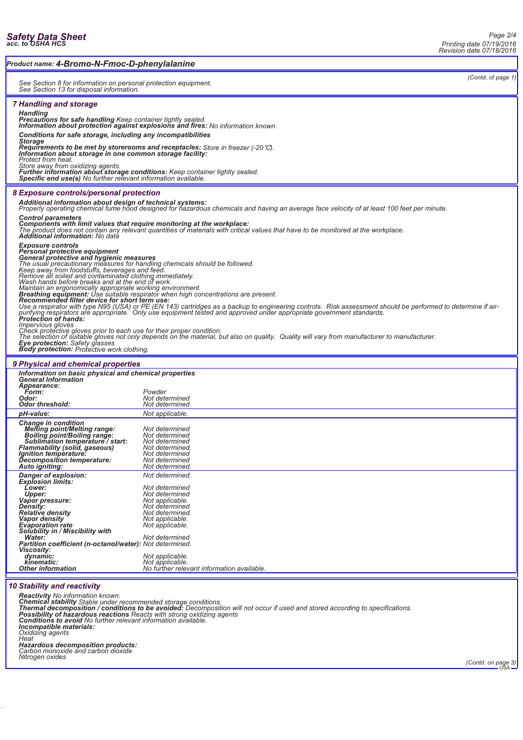Product name: **4-Bromo-N-Fmoc-D-phenylalanine**

(Contd. of page 1)

See Section 8 for information on personal protection equipment.
See Section 13 for disposal information.

## 7 Handling and storage

**Handling**
**Precautions for safe handling** Keep container tightly sealed.
**Information about protection against explosions and fires:** No information known.

**Conditions for safe storage, including any incompatibilities**
**Storage**
**Requirements to be met by storerooms and receptacles:** Store in freezer (-20℃).
**Information about storage in one common storage facility:**
Protect from heat.
Store away from oxidizing agents.
**Further information about storage conditions:** Keep container tightly sealed.
**Specific end use(s)** No further relevant information available.

## 8 Exposure controls/personal protection

**Additional information about design of technical systems:**
Properly operating chemical fume hood designed for hazardous chemicals and having an average face velocity of at least 100 feet per minute.

**Control parameters**
**Components with limit values that require monitoring at the workplace:**
The product does not contain any relevant quantities of materials with critical values that have to be monitored at the workplace.
**Additional information:** No data

**Exposure controls**
**Personal protective equipment**
**General protective and hygienic measures**
The usual precautionary measures for handling chemicals should be followed.
Keep away from foodstuffs, beverages and feed.
Remove all soiled and contaminated clothing immediately.
Wash hands before breaks and at the end of work.
Maintain an ergonomically appropriate working environment.
**Breathing equipment:** Use suitable respirator when high concentrations are present.
**Recommended filter device for short term use:**
Use a respirator with type N95 (USA) or PE (EN 143) cartridges as a backup to engineering controls. Risk assessment should be performed to determine if air-purifying respirators are appropriate. Only use equipment tested and approved under appropriate government standards.
**Protection of hands:**
Impervious gloves
Check protective gloves prior to each use for their proper condition.
The selection of suitable gloves not only depends on the material, but also on quality. Quality will vary from manufacturer to manufacturer.
**Eye protection:** Safety glasses
**Body protection:** Protective work clothing.

## 9 Physical and chemical properties

**Information on basic physical and chemical properties**
**General Information**

| | |
|---|---|
| **Appearance:** | |
| **Form:** | Powder |
| **Odor:** | Not determined |
| **Odor threshold:** | Not determined. |
| **pH-value:** | Not applicable. |
| **Change in condition** | |
| **Melting point/Melting range:** | Not determined |
| **Boiling point/Boiling range:** | Not determined |
| **Sublimation temperature / start:** | Not determined |
| **Flammability (solid, gaseous)** | Not determined. |
| **Ignition temperature:** | Not determined |
| **Decomposition temperature:** | Not determined |
| **Auto igniting:** | Not determined. |
| **Danger of explosion:** | Not determined. |
| **Explosion limits:** | |
| **Lower:** | Not determined |
| **Upper:** | Not determined |
| **Vapor pressure:** | Not applicable. |
| **Density:** | Not determined |
| **Relative density** | Not determined. |
| **Vapor density** | Not applicable. |
| **Evaporation rate** | Not applicable. |
| **Solubility in / Miscibility with** | |
| **Water:** | Not determined |
| **Partition coefficient (n-octanol/water):** | Not determined. |
| **Viscosity:** | |
| **dynamic:** | Not applicable. |
| **kinematic:** | Not applicable. |
| **Other information** | No further relevant information available. |

## 10 Stability and reactivity

**Reactivity** No information known.
**Chemical stability** Stable under recommended storage conditions.
**Thermal decomposition / conditions to be avoided:** Decomposition will not occur if used and stored according to specifications.
**Possibility of hazardous reactions** Reacts with strong oxidizing agents
**Conditions to avoid** No further relevant information available.
**Incompatible materials:**
Oxidizing agents
Heat
**Hazardous decomposition products:**
Carbon monoxide and carbon dioxide
Nitrogen oxides

(Contd. on page 3)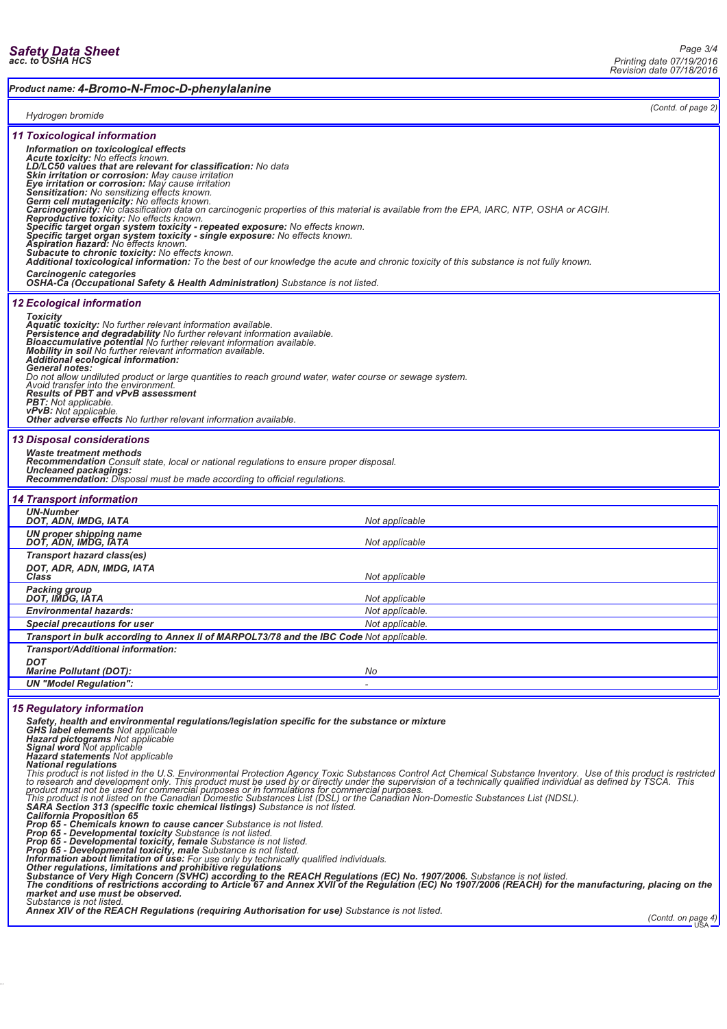**Product name: 4-Bromo-N-Fmoc-D-phenylalanine**

(Contd. of page 2)

Hydrogen bromide

## 11 Toxicological information

**Information on toxicological effects**
**Acute toxicity:** No effects known.
**LD/LC50 values that are relevant for classification:** No data
**Skin irritation or corrosion:** May cause irritation
**Eye irritation or corrosion:** May cause irritation
**Sensitization:** No sensitizing effects known.
**Germ cell mutagenicity:** No effects known.
**Carcinogenicity:** No classification data on carcinogenic properties of this material is available from the EPA, IARC, NTP, OSHA or ACGIH.
**Reproductive toxicity:** No effects known.
**Specific target organ system toxicity - repeated exposure:** No effects known.
**Specific target organ system toxicity - single exposure:** No effects known.
**Aspiration hazard:** No effects known.
**Subacute to chronic toxicity:** No effects known.
**Additional toxicological information:** To the best of our knowledge the acute and chronic toxicity of this substance is not fully known.

**Carcinogenic categories**
**OSHA-Ca (Occupational Safety & Health Administration)** Substance is not listed.

## 12 Ecological information

**Toxicity**
**Aquatic toxicity:** No further relevant information available.
**Persistence and degradability** No further relevant information available.
**Bioaccumulative potential** No further relevant information available.
**Mobility in soil** No further relevant information available.
**Additional ecological information:**
**General notes:**
Do not allow undiluted product or large quantities to reach ground water, water course or sewage system.
Avoid transfer into the environment.
**Results of PBT and vPvB assessment**
**PBT:** Not applicable.
**vPvB:** Not applicable.
**Other adverse effects** No further relevant information available.

## 13 Disposal considerations

**Waste treatment methods**
**Recommendation** Consult state, local or national regulations to ensure proper disposal.
**Uncleaned packagings:**
**Recommendation:** Disposal must be made according to official regulations.

## 14 Transport information

| | |
|---|---|
| **UN-Number**<br>**DOT, ADN, IMDG, IATA** | Not applicable |
| **UN proper shipping name**<br>**DOT, ADN, IMDG, IATA** | Not applicable |
| **Transport hazard class(es)** | |
| **DOT, ADR, ADN, IMDG, IATA**<br>**Class** | Not applicable |
| **Packing group**<br>**DOT, IMDG, IATA** | Not applicable |
| **Environmental hazards:** | Not applicable. |
| **Special precautions for user** | Not applicable. |
| **Transport in bulk according to Annex II of MARPOL73/78 and the IBC Code** | Not applicable. |
| **Transport/Additional information:** | |
| **DOT**<br>**Marine Pollutant (DOT):** | No |
| **UN "Model Regulation":** | - |

## 15 Regulatory information

**Safety, health and environmental regulations/legislation specific for the substance or mixture**
**GHS label elements** Not applicable
**Hazard pictograms** Not applicable
**Signal word** Not applicable
**Hazard statements** Not applicable
**National regulations**
This product is not listed in the U.S. Environmental Protection Agency Toxic Substances Control Act Chemical Substance Inventory. Use of this product is restricted to research and development only. This product must be used by or directly under the supervision of a technically qualified individual as defined by TSCA. This product must not be used for commercial purposes or in formulations for commercial purposes.
This product is not listed on the Canadian Domestic Substances List (DSL) or the Canadian Non-Domestic Substances List (NDSL).
**SARA Section 313 (specific toxic chemical listings)** Substance is not listed.
**California Proposition 65**
**Prop 65 - Chemicals known to cause cancer** Substance is not listed.
**Prop 65 - Developmental toxicity** Substance is not listed.
**Prop 65 - Developmental toxicity, female** Substance is not listed.
**Prop 65 - Developmental toxicity, male** Substance is not listed.
**Information about limitation of use:** For use only by technically qualified individuals.
**Other regulations, limitations and prohibitive regulations**
**Substance of Very High Concern (SVHC) according to the REACH Regulations (EC) No. 1907/2006.** Substance is not listed.
**The conditions of restrictions according to Article 67 and Annex XVII of the Regulation (EC) No 1907/2006 (REACH) for the manufacturing, placing on the market and use must be observed.**
Substance is not listed.
**Annex XIV of the REACH Regulations (requiring Authorisation for use)** Substance is not listed.

(Contd. on page 4)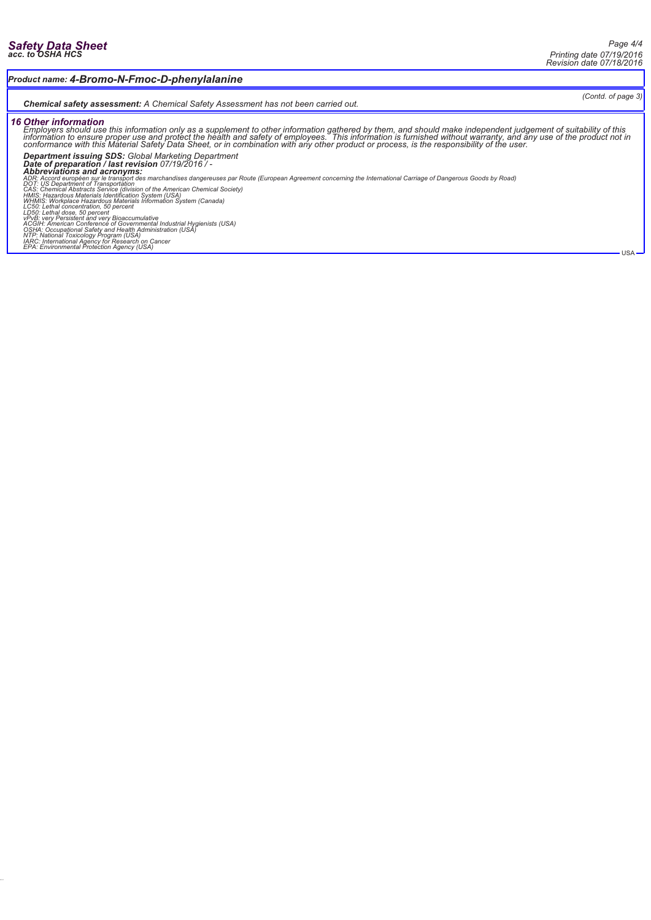**Product name: 4-Bromo-N-Fmoc-D-phenylalanine**

(Contd. of page 3)

**Chemical safety assessment:** A Chemical Safety Assessment has not been carried out.

## 16 Other information

Employers should use this information only as a supplement to other information gathered by them, and should make independent judgement of suitability of this information to ensure proper use and protect the health and safety of employees. This information is furnished without warranty, and any use of the product not in conformance with this Material Safety Data Sheet, or in combination with any other product or process, is the responsibility of the user.

**Department issuing SDS:** Global Marketing Department

**Date of preparation / last revision** 07/19/2016 / -

**Abbreviations and acronyms:**

ADR: Accord européen sur le transport des marchandises dangereuses par Route (European Agreement concerning the International Carriage of Dangerous Goods by Road)
DOT: US Department of Transportation
CAS: Chemical Abstracts Service (division of the American Chemical Society)
HMIS: Hazardous Materials Identification System (USA)
WHMIS: Workplace Hazardous Materials Information System (Canada)
LC50: Lethal concentration, 50 percent
LD50: Lethal dose, 50 percent
vPvB: very Persistent and very Bioaccumulative
ACGIH: American Conference of Governmental Industrial Hygienists (USA)
OSHA: Occupational Safety and Health Administration (USA)
NTP: National Toxicology Program (USA)
IARC: International Agency for Research on Cancer
EPA: Environmental Protection Agency (USA)